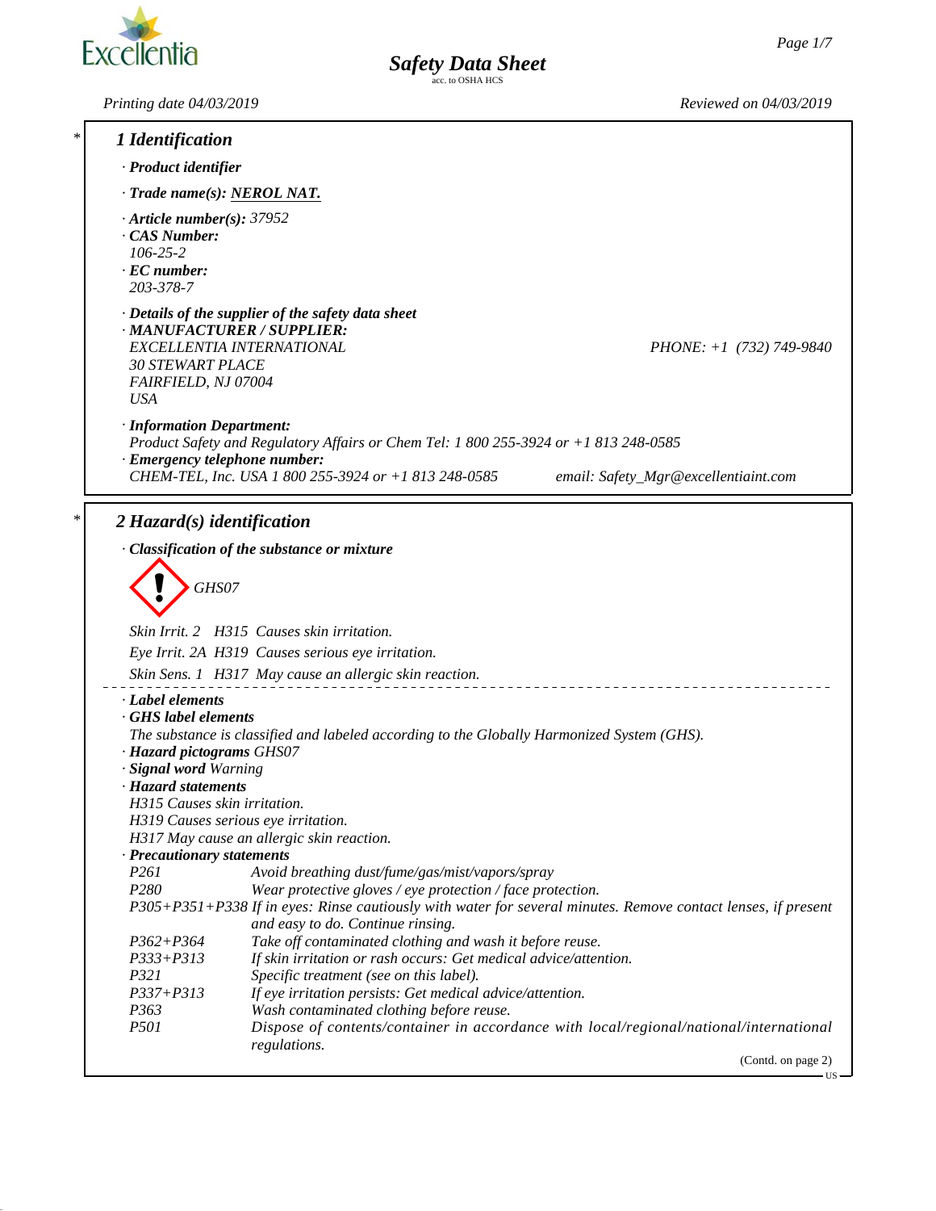# Safety Data Sheet

acc. to OSHA HCS

Printing date 04/03/2019 | Reviewed on 04/03/2019

## 1 Identification

· **Product identifier**

· **Trade name(s): NEROL NAT.**

· **Article number(s):** 37952

· **CAS Number:**
106-25-2

· **EC number:**
203-378-7

· **Details of the supplier of the safety data sheet**

· **MANUFACTURER / SUPPLIER:**
EXCELLENTIA INTERNATIONAL
30 STEWART PLACE
FAIRFIELD, NJ 07004
USA

PHONE: +1 (732) 749-9840

· **Information Department:**
Product Safety and Regulatory Affairs or Chem Tel: 1 800 255-3924 or +1 813 248-0585

· **Emergency telephone number:**
CHEM-TEL, Inc. USA 1 800 255-3924 or +1 813 248-0585 email: Safety_Mgr@excellentiaint.com

## 2 Hazard(s) identification

· **Classification of the substance or mixture**

GHS07

Skin Irrit. 2 H315 Causes skin irritation.

Eye Irrit. 2A H319 Causes serious eye irritation.

Skin Sens. 1 H317 May cause an allergic skin reaction.

· **Label elements**

· **GHS label elements**
The substance is classified and labeled according to the Globally Harmonized System (GHS).

· **Hazard pictograms** GHS07

· **Signal word** Warning

· **Hazard statements**
H315 Causes skin irritation.
H319 Causes serious eye irritation.
H317 May cause an allergic skin reaction.

· **Precautionary statements**

| | |
|---|---|
| P261 | Avoid breathing dust/fume/gas/mist/vapors/spray |
| P280 | Wear protective gloves / eye protection / face protection. |
| P305+P351+P338 | If in eyes: Rinse cautiously with water for several minutes. Remove contact lenses, if present and easy to do. Continue rinsing. |
| P362+P364 | Take off contaminated clothing and wash it before reuse. |
| P333+P313 | If skin irritation or rash occurs: Get medical advice/attention. |
| P321 | Specific treatment (see on this label). |
| P337+P313 | If eye irritation persists: Get medical advice/attention. |
| P363 | Wash contaminated clothing before reuse. |
| P501 | Dispose of contents/container in accordance with local/regional/national/international regulations. |

(Contd. on page 2)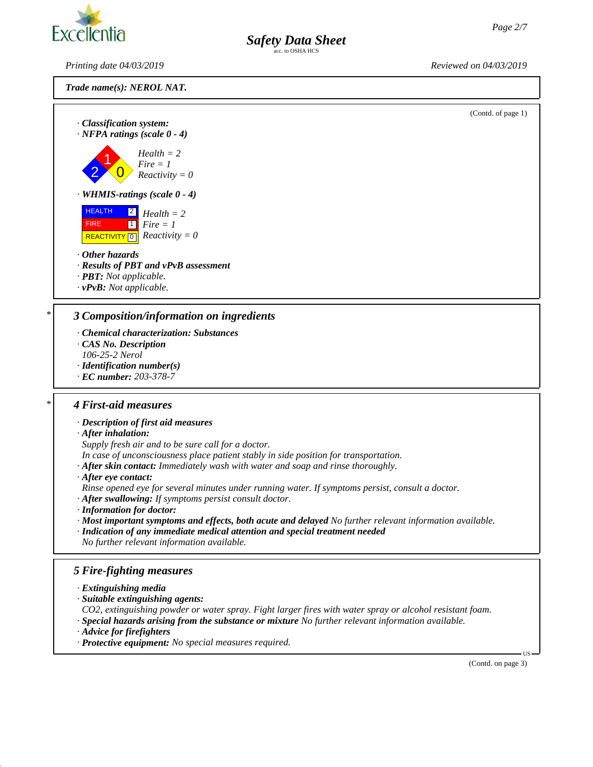Trade name(s): NEROL NAT.

(Contd. of page 1)

· **Classification system:**
· **NFPA ratings (scale 0 - 4)**

Health = 2
Fire = 1
Reactivity = 0

· **WHMIS-ratings (scale 0 - 4)**

| | | |
|---|---|---|
| HEALTH | 2 | Health = 2 |
| FIRE | 1 | Fire = 1 |
| REACTIVITY | 0 | Reactivity = 0 |

· **Other hazards**
· **Results of PBT and vPvB assessment**
· **PBT:** Not applicable.
· **vPvB:** Not applicable.

## * 3 Composition/information on ingredients

· **Chemical characterization: Substances**
· **CAS No. Description**
106-25-2 Nerol
· **Identification number(s)**
· **EC number:** 203-378-7

## * 4 First-aid measures

· **Description of first aid measures**
· **After inhalation:**
Supply fresh air and to be sure call for a doctor.
In case of unconsciousness place patient stably in side position for transportation.
· **After skin contact:** Immediately wash with water and soap and rinse thoroughly.
· **After eye contact:**
Rinse opened eye for several minutes under running water. If symptoms persist, consult a doctor.
· **After swallowing:** If symptoms persist consult doctor.
· **Information for doctor:**
· **Most important symptoms and effects, both acute and delayed** No further relevant information available.
· **Indication of any immediate medical attention and special treatment needed**
No further relevant information available.

## 5 Fire-fighting measures

· **Extinguishing media**
· **Suitable extinguishing agents:**
$CO_2$, extinguishing powder or water spray. Fight larger fires with water spray or alcohol resistant foam.
· **Special hazards arising from the substance or mixture** No further relevant information available.
· **Advice for firefighters**
· **Protective equipment:** No special measures required.

(Contd. on page 3)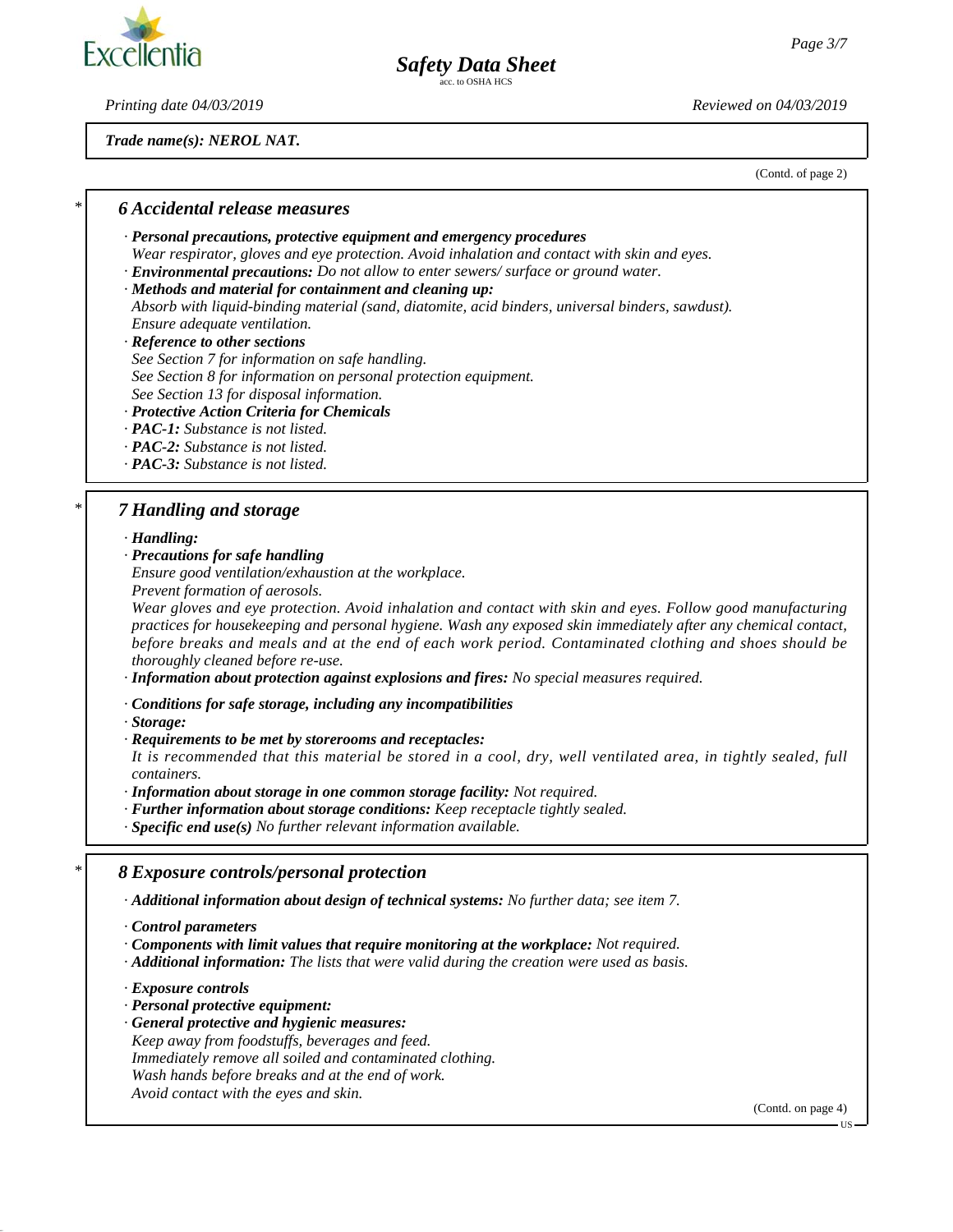*Trade name(s): NEROL NAT.*

(Contd. of page 2)

## 6 Accidental release measures

· ***Personal precautions, protective equipment and emergency procedures***
*Wear respirator, gloves and eye protection. Avoid inhalation and contact with skin and eyes.*
· ***Environmental precautions:*** *Do not allow to enter sewers/ surface or ground water.*
· ***Methods and material for containment and cleaning up:***
*Absorb with liquid-binding material (sand, diatomite, acid binders, universal binders, sawdust).*
*Ensure adequate ventilation.*
· ***Reference to other sections***
*See Section 7 for information on safe handling.*
*See Section 8 for information on personal protection equipment.*
*See Section 13 for disposal information.*
· ***Protective Action Criteria for Chemicals***
· ***PAC-1:*** *Substance is not listed.*
· ***PAC-2:*** *Substance is not listed.*
· ***PAC-3:*** *Substance is not listed.*

## 7 Handling and storage

· ***Handling:***
· ***Precautions for safe handling***
*Ensure good ventilation/exhaustion at the workplace.*
*Prevent formation of aerosols.*
*Wear gloves and eye protection. Avoid inhalation and contact with skin and eyes. Follow good manufacturing practices for housekeeping and personal hygiene. Wash any exposed skin immediately after any chemical contact, before breaks and meals and at the end of each work period. Contaminated clothing and shoes should be thoroughly cleaned before re-use.*
· ***Information about protection against explosions and fires:*** *No special measures required.*

· ***Conditions for safe storage, including any incompatibilities***
· ***Storage:***
· ***Requirements to be met by storerooms and receptacles:***
*It is recommended that this material be stored in a cool, dry, well ventilated area, in tightly sealed, full containers.*
· ***Information about storage in one common storage facility:*** *Not required.*
· ***Further information about storage conditions:*** *Keep receptacle tightly sealed.*
· ***Specific end use(s)*** *No further relevant information available.*

## 8 Exposure controls/personal protection

· ***Additional information about design of technical systems:*** *No further data; see item 7.*

· ***Control parameters***
· ***Components with limit values that require monitoring at the workplace:*** *Not required.*
· ***Additional information:*** *The lists that were valid during the creation were used as basis.*

· ***Exposure controls***
· ***Personal protective equipment:***
· ***General protective and hygienic measures:***
*Keep away from foodstuffs, beverages and feed.*
*Immediately remove all soiled and contaminated clothing.*
*Wash hands before breaks and at the end of work.*
*Avoid contact with the eyes and skin.*

(Contd. on page 4)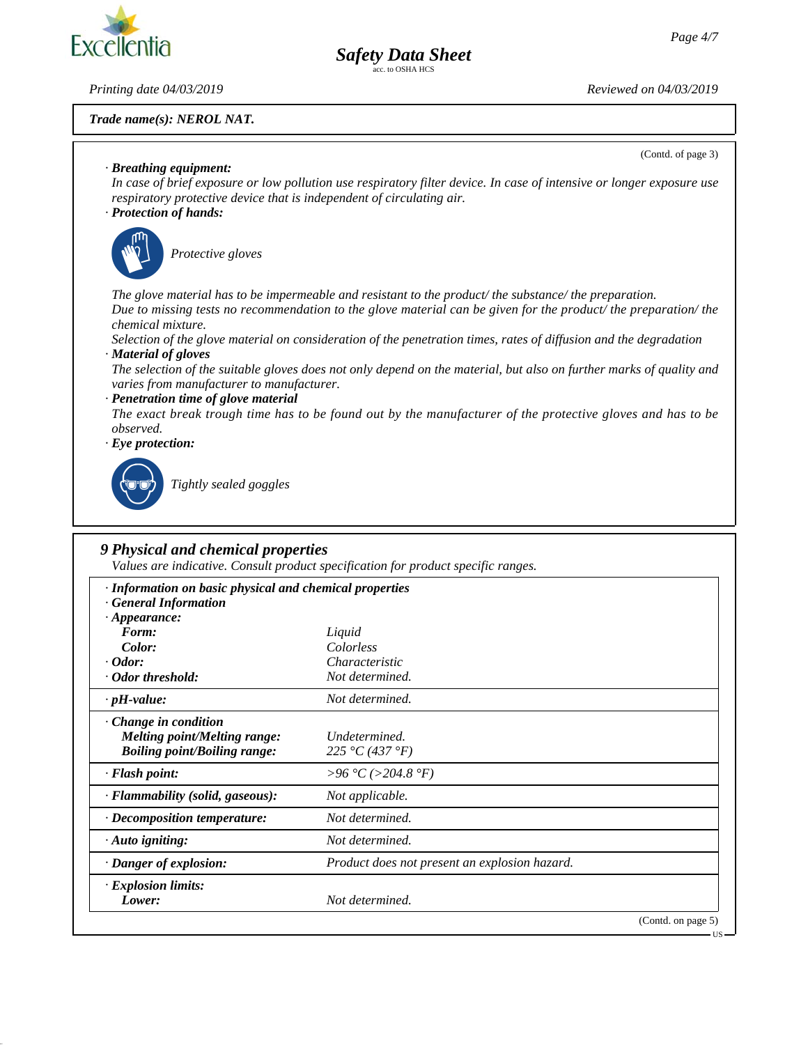**Trade name(s): NEROL NAT.**

(Contd. of page 3)

· **Breathing equipment:**
*In case of brief exposure or low pollution use respiratory filter device. In case of intensive or longer exposure use respiratory protective device that is independent of circulating air.*

· **Protection of hands:**

*Protective gloves*

*The glove material has to be impermeable and resistant to the product/ the substance/ the preparation.*
*Due to missing tests no recommendation to the glove material can be given for the product/ the preparation/ the chemical mixture.*
*Selection of the glove material on consideration of the penetration times, rates of diffusion and the degradation*

· **Material of gloves**
*The selection of the suitable gloves does not only depend on the material, but also on further marks of quality and varies from manufacturer to manufacturer.*

· **Penetration time of glove material**
*The exact break trough time has to be found out by the manufacturer of the protective gloves and has to be observed.*

· **Eye protection:**

*Tightly sealed goggles*

## 9 Physical and chemical properties

*Values are indicative. Consult product specification for product specific ranges.*

| | |
|---|---|
| · **Information on basic physical and chemical properties** | |
| · **General Information** | |
| · **Appearance:** | |
| **Form:** | *Liquid* |
| **Color:** | *Colorless* |
| · **Odor:** | *Characteristic* |
| · **Odor threshold:** | *Not determined.* |
| · **pH-value:** | *Not determined.* |
| · **Change in condition** | |
| **Melting point/Melting range:** | *Undetermined.* |
| **Boiling point/Boiling range:** | *225 °C (437 °F)* |
| · **Flash point:** | *>96 °C (>204.8 °F)* |
| · **Flammability (solid, gaseous):** | *Not applicable.* |
| · **Decomposition temperature:** | *Not determined.* |
| · **Auto igniting:** | *Not determined.* |
| · **Danger of explosion:** | *Product does not present an explosion hazard.* |
| · **Explosion limits:** | |
| **Lower:** | *Not determined.* |

(Contd. on page 5)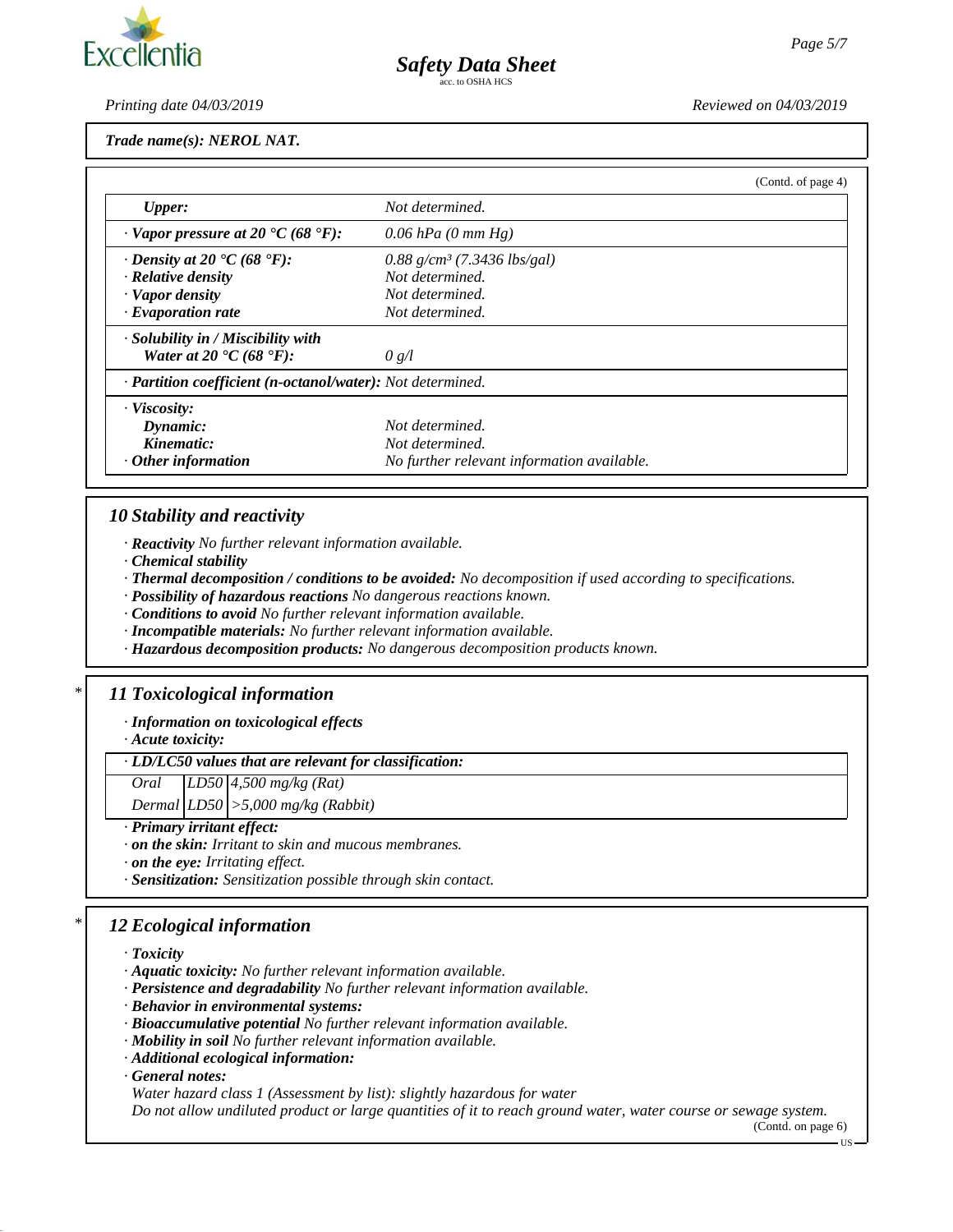**Trade name(s): NEROL NAT.**

(Contd. of page 4)

| | |
|---|---|
| *Upper:* | Not determined. |
| · *Vapor pressure at 20 °C (68 °F):* | 0.06 hPa (0 mm Hg) |
| · *Density at 20 °C (68 °F):* | 0.88 g/cm³ (7.3436 lbs/gal) |
| · *Relative density* | Not determined. |
| · *Vapor density* | Not determined. |
| · *Evaporation rate* | Not determined. |
| · *Solubility in / Miscibility with Water at 20 °C (68 °F):* | 0 g/l |
| · *Partition coefficient (n-octanol/water):* | Not determined. |
| · *Viscosity:* | |
| *Dynamic:* | Not determined. |
| *Kinematic:* | Not determined. |
| · *Other information* | No further relevant information available. |

## 10 Stability and reactivity

- · ***Reactivity*** *No further relevant information available.*
- · ***Chemical stability***
- · ***Thermal decomposition / conditions to be avoided:*** *No decomposition if used according to specifications.*
- · ***Possibility of hazardous reactions*** *No dangerous reactions known.*
- · ***Conditions to avoid*** *No further relevant information available.*
- · ***Incompatible materials:*** *No further relevant information available.*
- · ***Hazardous decomposition products:*** *No dangerous decomposition products known.*

## 11 Toxicological information

- · ***Information on toxicological effects***
- · ***Acute toxicity:***

| · *LD/LC50 values that are relevant for classification:* | | |
|---|---|---|
| Oral | LD50 | 4,500 mg/kg (Rat) |
| Dermal | LD50 | >5,000 mg/kg (Rabbit) |

- · ***Primary irritant effect:***
- · ***on the skin:*** *Irritant to skin and mucous membranes.*
- · ***on the eye:*** *Irritating effect.*
- · ***Sensitization:*** *Sensitization possible through skin contact.*

## 12 Ecological information

- · ***Toxicity***
- · ***Aquatic toxicity:*** *No further relevant information available.*
- · ***Persistence and degradability*** *No further relevant information available.*
- · ***Behavior in environmental systems:***
- · ***Bioaccumulative potential*** *No further relevant information available.*
- · ***Mobility in soil*** *No further relevant information available.*
- · ***Additional ecological information:***
- · ***General notes:***

*Water hazard class 1 (Assessment by list): slightly hazardous for water*
*Do not allow undiluted product or large quantities of it to reach ground water, water course or sewage system.*

(Contd. on page 6)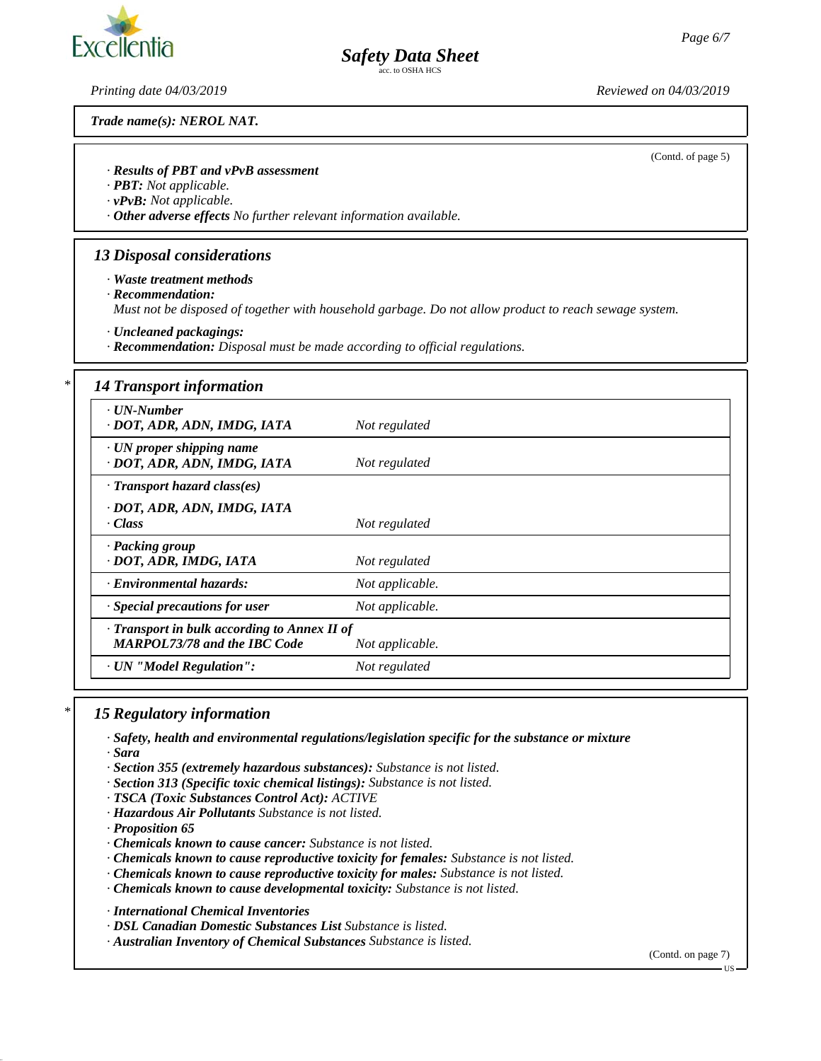Trade name(s): NEROL NAT.

(Contd. of page 5)

· **Results of PBT and vPvB assessment**
· **PBT:** Not applicable.
· **vPvB:** Not applicable.
· **Other adverse effects** No further relevant information available.

## 13 Disposal considerations

· **Waste treatment methods**
· **Recommendation:**
Must not be disposed of together with household garbage. Do not allow product to reach sewage system.

· **Uncleaned packagings:**
· **Recommendation:** Disposal must be made according to official regulations.

## * 14 Transport information

| | |
|---|---|
| · **UN-Number**<br>· **DOT, ADR, ADN, IMDG, IATA** | Not regulated |
| · **UN proper shipping name**<br>· **DOT, ADR, ADN, IMDG, IATA** | Not regulated |
| · **Transport hazard class(es)**<br>· **DOT, ADR, ADN, IMDG, IATA**<br>· **Class** | Not regulated |
| · **Packing group**<br>· **DOT, ADR, IMDG, IATA** | Not regulated |
| · **Environmental hazards:** | Not applicable. |
| · **Special precautions for user** | Not applicable. |
| · **Transport in bulk according to Annex II of MARPOL73/78 and the IBC Code** | Not applicable. |
| · **UN "Model Regulation":** | Not regulated |

## * 15 Regulatory information

· **Safety, health and environmental regulations/legislation specific for the substance or mixture**
· **Sara**
· **Section 355 (extremely hazardous substances):** Substance is not listed.
· **Section 313 (Specific toxic chemical listings):** Substance is not listed.
· **TSCA (Toxic Substances Control Act):** ACTIVE
· **Hazardous Air Pollutants** Substance is not listed.
· **Proposition 65**
· **Chemicals known to cause cancer:** Substance is not listed.
· **Chemicals known to cause reproductive toxicity for females:** Substance is not listed.
· **Chemicals known to cause reproductive toxicity for males:** Substance is not listed.
· **Chemicals known to cause developmental toxicity:** Substance is not listed.

· **International Chemical Inventories**
· **DSL Canadian Domestic Substances List** Substance is listed.
· **Australian Inventory of Chemical Substances** Substance is listed.

(Contd. on page 7)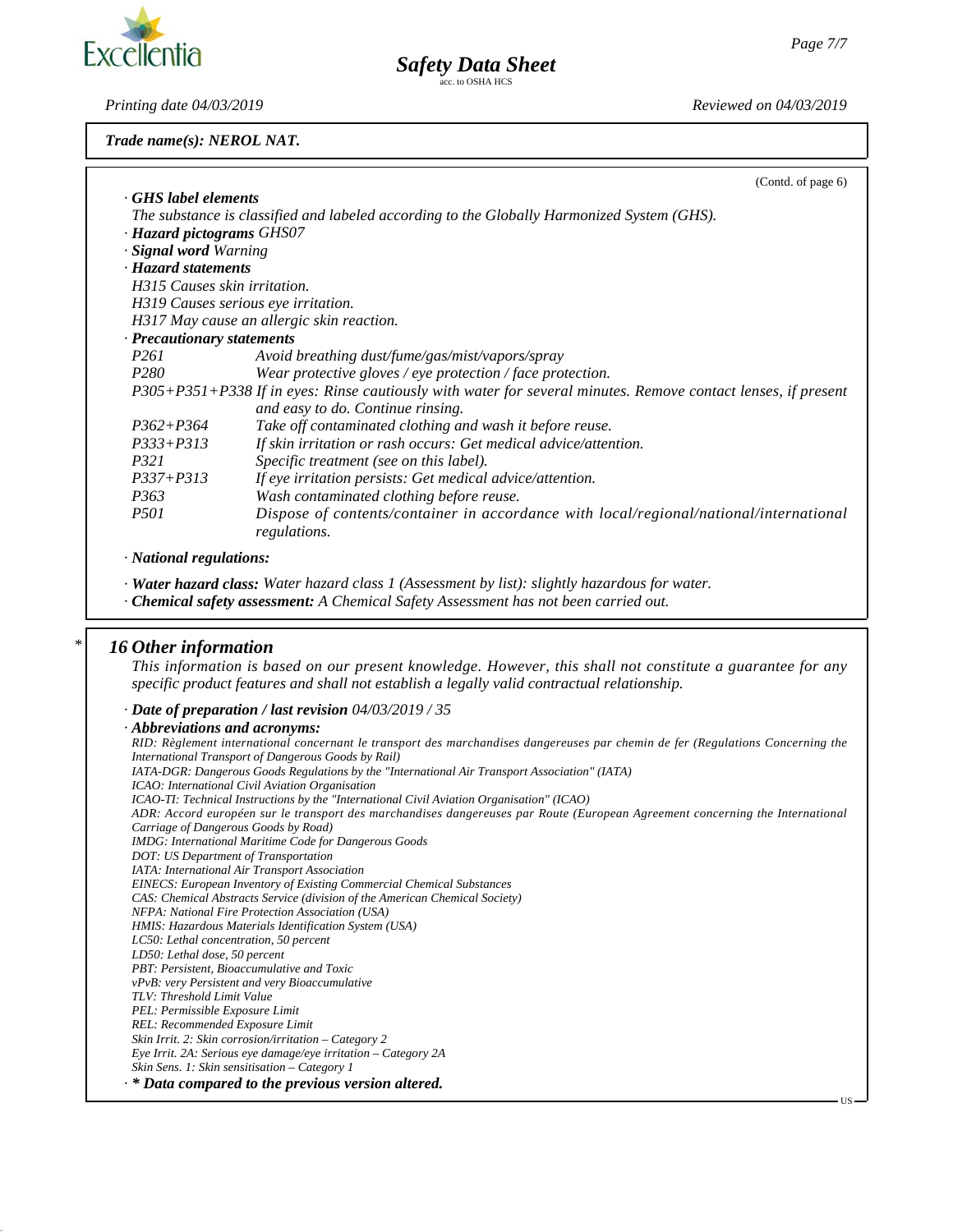**Trade name(s): NEROL NAT.**

(Contd. of page 6)

· **GHS label elements**

The substance is classified and labeled according to the Globally Harmonized System (GHS).

· **Hazard pictograms** GHS07

· **Signal word** Warning

· **Hazard statements**

H315 Causes skin irritation.

H319 Causes serious eye irritation.

H317 May cause an allergic skin reaction.

· **Precautionary statements**

| | |
|---|---|
| P261 | Avoid breathing dust/fume/gas/mist/vapors/spray |
| P280 | Wear protective gloves / eye protection / face protection. |
| P305+P351+P338 | If in eyes: Rinse cautiously with water for several minutes. Remove contact lenses, if present and easy to do. Continue rinsing. |
| P362+P364 | Take off contaminated clothing and wash it before reuse. |
| P333+P313 | If skin irritation or rash occurs: Get medical advice/attention. |
| P321 | Specific treatment (see on this label). |
| P337+P313 | If eye irritation persists: Get medical advice/attention. |
| P363 | Wash contaminated clothing before reuse. |
| P501 | Dispose of contents/container in accordance with local/regional/national/international regulations. |

· **National regulations:**

· **Water hazard class:** Water hazard class 1 (Assessment by list): slightly hazardous for water.

· **Chemical safety assessment:** A Chemical Safety Assessment has not been carried out.

## * 16 Other information

This information is based on our present knowledge. However, this shall not constitute a guarantee for any specific product features and shall not establish a legally valid contractual relationship.

· **Date of preparation / last revision** 04/03/2019 / 35

· **Abbreviations and acronyms:**

RID: Règlement international concernant le transport des marchandises dangereuses par chemin de fer (Regulations Concerning the International Transport of Dangerous Goods by Rail)
IATA-DGR: Dangerous Goods Regulations by the "International Air Transport Association" (IATA)
ICAO: International Civil Aviation Organisation
ICAO-TI: Technical Instructions by the "International Civil Aviation Organisation" (ICAO)
ADR: Accord européen sur le transport des marchandises dangereuses par Route (European Agreement concerning the International Carriage of Dangerous Goods by Road)
IMDG: International Maritime Code for Dangerous Goods
DOT: US Department of Transportation
IATA: International Air Transport Association
EINECS: European Inventory of Existing Commercial Chemical Substances
CAS: Chemical Abstracts Service (division of the American Chemical Society)
NFPA: National Fire Protection Association (USA)
HMIS: Hazardous Materials Identification System (USA)
LC50: Lethal concentration, 50 percent
LD50: Lethal dose, 50 percent
PBT: Persistent, Bioaccumulative and Toxic
vPvB: very Persistent and very Bioaccumulative
TLV: Threshold Limit Value
PEL: Permissible Exposure Limit
REL: Recommended Exposure Limit
Skin Irrit. 2: Skin corrosion/irritation – Category 2
Eye Irrit. 2A: Serious eye damage/eye irritation – Category 2A
Skin Sens. 1: Skin sensitisation – Category 1

· **\* Data compared to the previous version altered.**